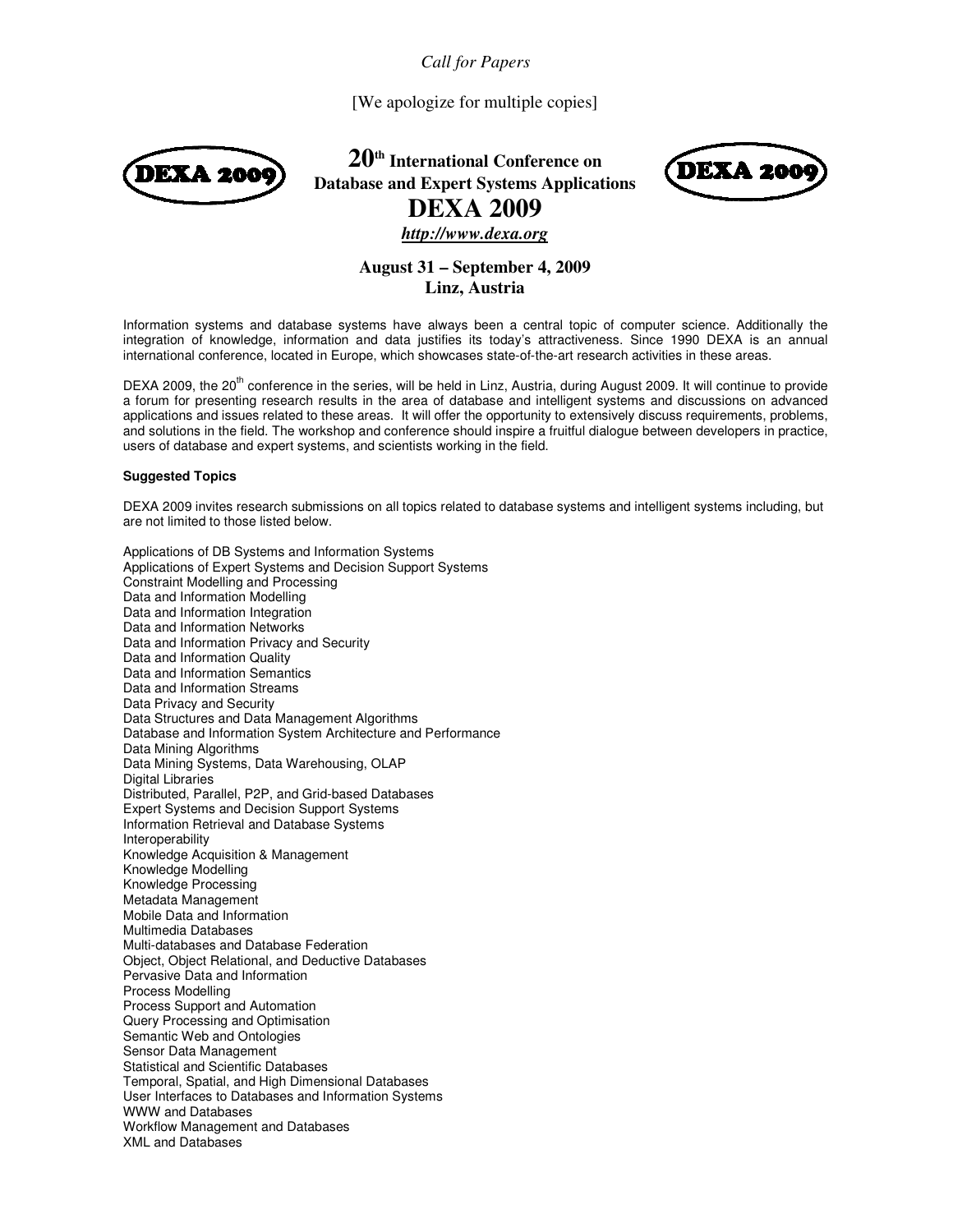*Call for Papers*

[We apologize for multiple copies]

# 20th International Conference on Database and Expert Systems Applications

# DEXA 2009

***http://www.dexa.org***

**August 31 – September 4, 2009**
**Linz, Austria**

Information systems and database systems have always been a central topic of computer science. Additionally the integration of knowledge, information and data justifies its today's attractiveness. Since 1990 DEXA is an annual international conference, located in Europe, which showcases state-of-the-art research activities in these areas.

DEXA 2009, the 20th conference in the series, will be held in Linz, Austria, during August 2009. It will continue to provide a forum for presenting research results in the area of database and intelligent systems and discussions on advanced applications and issues related to these areas. It will offer the opportunity to extensively discuss requirements, problems, and solutions in the field. The workshop and conference should inspire a fruitful dialogue between developers in practice, users of database and expert systems, and scientists working in the field.

**Suggested Topics**

DEXA 2009 invites research submissions on all topics related to database systems and intelligent systems including, but are not limited to those listed below.

Applications of DB Systems and Information Systems
Applications of Expert Systems and Decision Support Systems
Constraint Modelling and Processing
Data and Information Modelling
Data and Information Integration
Data and Information Networks
Data and Information Privacy and Security
Data and Information Quality
Data and Information Semantics
Data and Information Streams
Data Privacy and Security
Data Structures and Data Management Algorithms
Database and Information System Architecture and Performance
Data Mining Algorithms
Data Mining Systems, Data Warehousing, OLAP
Digital Libraries
Distributed, Parallel, P2P, and Grid-based Databases
Expert Systems and Decision Support Systems
Information Retrieval and Database Systems
Interoperability
Knowledge Acquisition & Management
Knowledge Modelling
Knowledge Processing
Metadata Management
Mobile Data and Information
Multimedia Databases
Multi-databases and Database Federation
Object, Object Relational, and Deductive Databases
Pervasive Data and Information
Process Modelling
Process Support and Automation
Query Processing and Optimisation
Semantic Web and Ontologies
Sensor Data Management
Statistical and Scientific Databases
Temporal, Spatial, and High Dimensional Databases
User Interfaces to Databases and Information Systems
WWW and Databases
Workflow Management and Databases
XML and Databases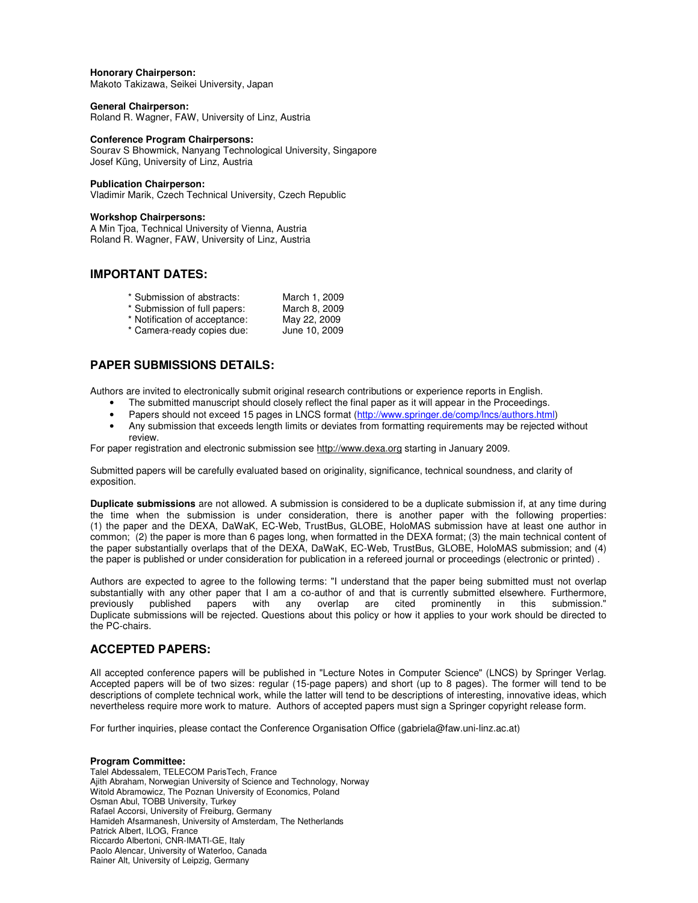**Honorary Chairperson:**
Makoto Takizawa, Seikei University, Japan

**General Chairperson:**
Roland R. Wagner, FAW, University of Linz, Austria

**Conference Program Chairpersons:**
Sourav S Bhowmick, Nanyang Technological University, Singapore
Josef Küng, University of Linz, Austria

**Publication Chairperson:**
Vladimir Marik, Czech Technical University, Czech Republic

**Workshop Chairpersons:**
A Min Tjoa, Technical University of Vienna, Austria
Roland R. Wagner, FAW, University of Linz, Austria

## IMPORTANT DATES:

| | |
|---|---|
| * Submission of abstracts: | March 1, 2009 |
| * Submission of full papers: | March 8, 2009 |
| * Notification of acceptance: | May 22, 2009 |
| * Camera-ready copies due: | June 10, 2009 |

## PAPER SUBMISSIONS DETAILS:

Authors are invited to electronically submit original research contributions or experience reports in English.

- The submitted manuscript should closely reflect the final paper as it will appear in the Proceedings.
- Papers should not exceed 15 pages in LNCS format (http://www.springer.de/comp/lncs/authors.html)
- Any submission that exceeds length limits or deviates from formatting requirements may be rejected without review.

For paper registration and electronic submission see http://www.dexa.org starting in January 2009.

Submitted papers will be carefully evaluated based on originality, significance, technical soundness, and clarity of exposition.

**Duplicate submissions** are not allowed. A submission is considered to be a duplicate submission if, at any time during the time when the submission is under consideration, there is another paper with the following properties: (1) the paper and the DEXA, DaWaK, EC-Web, TrustBus, GLOBE, HoloMAS submission have at least one author in common; (2) the paper is more than 6 pages long, when formatted in the DEXA format; (3) the main technical content of the paper substantially overlaps that of the DEXA, DaWaK, EC-Web, TrustBus, GLOBE, HoloMAS submission; and (4) the paper is published or under consideration for publication in a refereed journal or proceedings (electronic or printed) .

Authors are expected to agree to the following terms: "I understand that the paper being submitted must not overlap substantially with any other paper that I am a co-author of and that is currently submitted elsewhere. Furthermore, previously published papers with any overlap are cited prominently in this submission." Duplicate submissions will be rejected. Questions about this policy or how it applies to your work should be directed to the PC-chairs.

## ACCEPTED PAPERS:

All accepted conference papers will be published in "Lecture Notes in Computer Science" (LNCS) by Springer Verlag. Accepted papers will be of two sizes: regular (15-page papers) and short (up to 8 pages). The former will tend to be descriptions of complete technical work, while the latter will tend to be descriptions of interesting, innovative ideas, which nevertheless require more work to mature. Authors of accepted papers must sign a Springer copyright release form.

For further inquiries, please contact the Conference Organisation Office (gabriela@faw.uni-linz.ac.at)

**Program Committee:**
Talel Abdessalem, TELECOM ParisTech, France
Ajith Abraham, Norwegian University of Science and Technology, Norway
Witold Abramowicz, The Poznan University of Economics, Poland
Osman Abul, TOBB University, Turkey
Rafael Accorsi, University of Freiburg, Germany
Hamideh Afsarmanesh, University of Amsterdam, The Netherlands
Patrick Albert, ILOG, France
Riccardo Albertoni, CNR-IMATI-GE, Italy
Paolo Alencar, University of Waterloo, Canada
Rainer Alt, University of Leipzig, Germany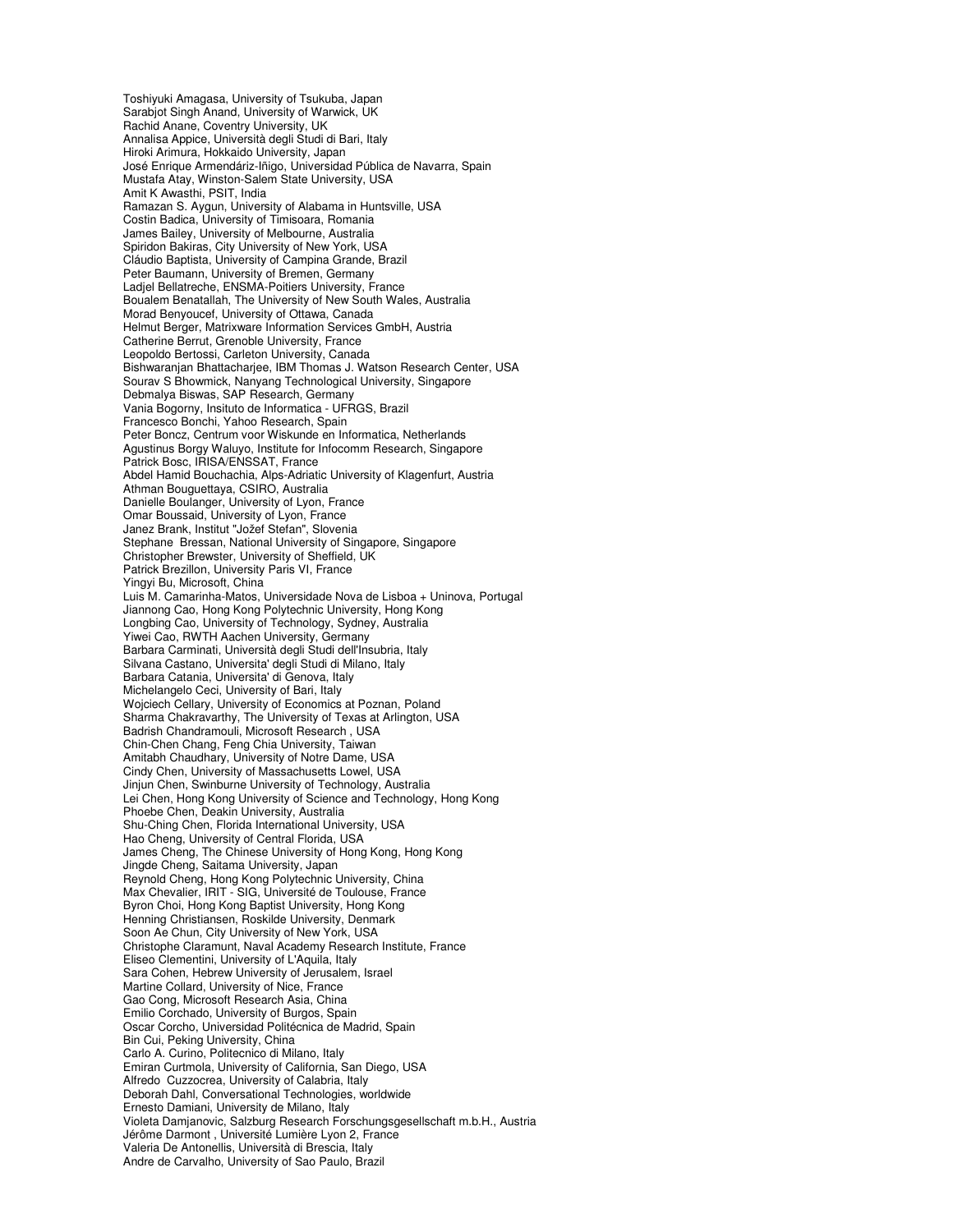Toshiyuki Amagasa, University of Tsukuba, Japan
Sarabjot Singh Anand, University of Warwick, UK
Rachid Anane, Coventry University, UK
Annalisa Appice, Università degli Studi di Bari, Italy
Hiroki Arimura, Hokkaido University, Japan
José Enrique Armendáriz-Iñigo, Universidad Pública de Navarra, Spain
Mustafa Atay, Winston-Salem State University, USA
Amit K Awasthi, PSIT, India
Ramazan S. Aygun, University of Alabama in Huntsville, USA
Costin Badica, University of Timisoara, Romania
James Bailey, University of Melbourne, Australia
Spiridon Bakiras, City University of New York, USA
Cláudio Baptista, University of Campina Grande, Brazil
Peter Baumann, University of Bremen, Germany
Ladjel Bellatreche, ENSMA-Poitiers University, France
Boualem Benatallah, The University of New South Wales, Australia
Morad Benyoucef, University of Ottawa, Canada
Helmut Berger, Matrixware Information Services GmbH, Austria
Catherine Berrut, Grenoble University, France
Leopoldo Bertossi, Carleton University, Canada
Bishwaranjan Bhattacharjee, IBM Thomas J. Watson Research Center, USA
Sourav S Bhowmick, Nanyang Technological University, Singapore
Debmalya Biswas, SAP Research, Germany
Vania Bogorny, Insituto de Informatica - UFRGS, Brazil
Francesco Bonchi, Yahoo Research, Spain
Peter Boncz, Centrum voor Wiskunde en Informatica, Netherlands
Agustinus Borgy Waluyo, Institute for Infocomm Research, Singapore
Patrick Bosc, IRISA/ENSSAT, France
Abdel Hamid Bouchachia, Alps-Adriatic University of Klagenfurt, Austria
Athman Bouguettaya, CSIRO, Australia
Danielle Boulanger, University of Lyon, France
Omar Boussaid, University of Lyon, France
Janez Brank, Institut "Jožef Stefan", Slovenia
Stephane Bressan, National University of Singapore, Singapore
Christopher Brewster, University of Sheffield, UK
Patrick Brezillon, University Paris VI, France
Yingyi Bu, Microsoft, China
Luis M. Camarinha-Matos, Universidade Nova de Lisboa + Uninova, Portugal
Jiannong Cao, Hong Kong Polytechnic University, Hong Kong
Longbing Cao, University of Technology, Sydney, Australia
Yiwei Cao, RWTH Aachen University, Germany
Barbara Carminati, Università degli Studi dell'Insubria, Italy
Silvana Castano, Universita' degli Studi di Milano, Italy
Barbara Catania, Universita' di Genova, Italy
Michelangelo Ceci, University of Bari, Italy
Wojciech Cellary, University of Economics at Poznan, Poland
Sharma Chakravarthy, The University of Texas at Arlington, USA
Badrish Chandramouli, Microsoft Research , USA
Chin-Chen Chang, Feng Chia University, Taiwan
Amitabh Chaudhary, University of Notre Dame, USA
Cindy Chen, University of Massachusetts Lowel, USA
Jinjun Chen, Swinburne University of Technology, Australia
Lei Chen, Hong Kong University of Science and Technology, Hong Kong
Phoebe Chen, Deakin University, Australia
Shu-Ching Chen, Florida International University, USA
Hao Cheng, University of Central Florida, USA
James Cheng, The Chinese University of Hong Kong, Hong Kong
Jingde Cheng, Saitama University, Japan
Reynold Cheng, Hong Kong Polytechnic University, China
Max Chevalier, IRIT - SIG, Université de Toulouse, France
Byron Choi, Hong Kong Baptist University, Hong Kong
Henning Christiansen, Roskilde University, Denmark
Soon Ae Chun, City University of New York, USA
Christophe Claramunt, Naval Academy Research Institute, France
Eliseo Clementini, University of L'Aquila, Italy
Sara Cohen, Hebrew University of Jerusalem, Israel
Martine Collard, University of Nice, France
Gao Cong, Microsoft Research Asia, China
Emilio Corchado, University of Burgos, Spain
Oscar Corcho, Universidad Politécnica de Madrid, Spain
Bin Cui, Peking University, China
Carlo A. Curino, Politecnico di Milano, Italy
Emiran Curtmola, University of California, San Diego, USA
Alfredo Cuzzocrea, University of Calabria, Italy
Deborah Dahl, Conversational Technologies, worldwide
Ernesto Damiani, University de Milano, Italy
Violeta Damjanovic, Salzburg Research Forschungsgesellschaft m.b.H., Austria
Jérôme Darmont , Université Lumière Lyon 2, France
Valeria De Antonellis, Università di Brescia, Italy
Andre de Carvalho, University of Sao Paulo, Brazil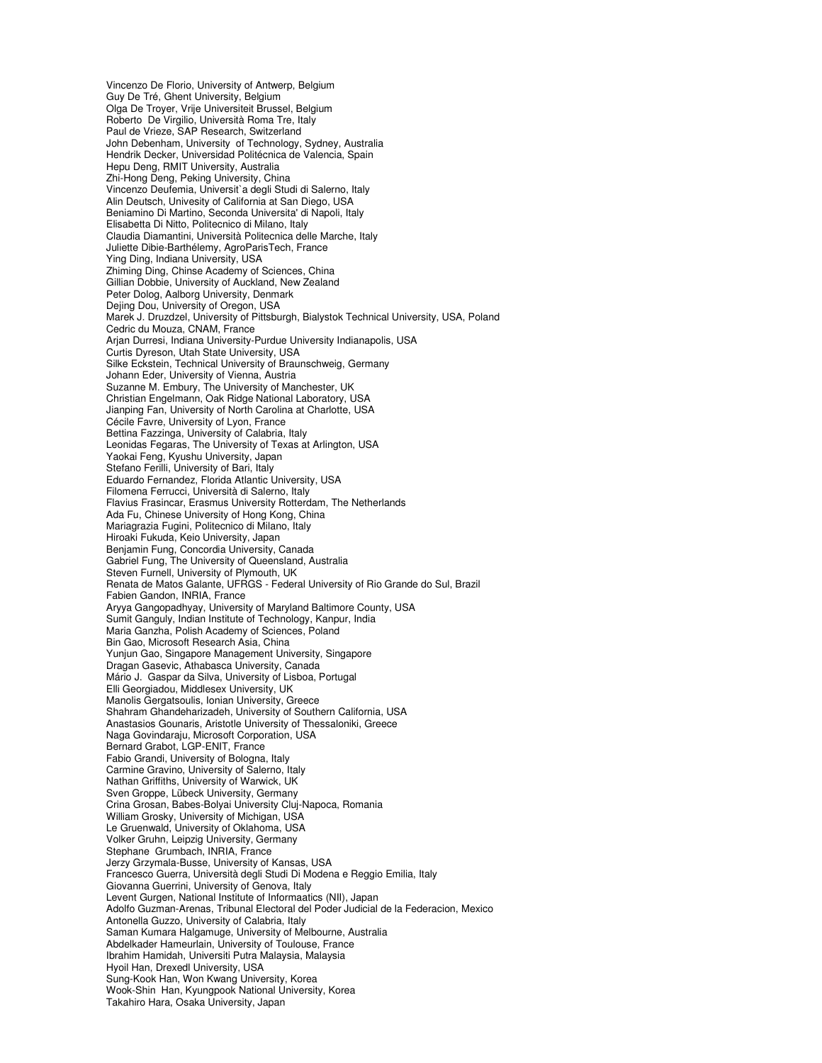Vincenzo De Florio, University of Antwerp, Belgium
Guy De Tré, Ghent University, Belgium
Olga De Troyer, Vrije Universiteit Brussel, Belgium
Roberto De Virgilio, Università Roma Tre, Italy
Paul de Vrieze, SAP Research, Switzerland
John Debenham, University of Technology, Sydney, Australia
Hendrik Decker, Universidad Politécnica de Valencia, Spain
Hepu Deng, RMIT University, Australia
Zhi-Hong Deng, Peking University, China
Vincenzo Deufemia, Universit`a degli Studi di Salerno, Italy
Alin Deutsch, Univesity of California at San Diego, USA
Beniamino Di Martino, Seconda Universita' di Napoli, Italy
Elisabetta Di Nitto, Politecnico di Milano, Italy
Claudia Diamantini, Università Politecnica delle Marche, Italy
Juliette Dibie-Barthélemy, AgroParisTech, France
Ying Ding, Indiana University, USA
Zhiming Ding, Chinse Academy of Sciences, China
Gillian Dobbie, University of Auckland, New Zealand
Peter Dolog, Aalborg University, Denmark
Dejing Dou, University of Oregon, USA
Marek J. Druzdzel, University of Pittsburgh, Bialystok Technical University, USA, Poland
Cedric du Mouza, CNAM, France
Arjan Durresi, Indiana University-Purdue University Indianapolis, USA
Curtis Dyreson, Utah State University, USA
Silke Eckstein, Technical University of Braunschweig, Germany
Johann Eder, University of Vienna, Austria
Suzanne M. Embury, The University of Manchester, UK
Christian Engelmann, Oak Ridge National Laboratory, USA
Jianping Fan, University of North Carolina at Charlotte, USA
Cécile Favre, University of Lyon, France
Bettina Fazzinga, University of Calabria, Italy
Leonidas Fegaras, The University of Texas at Arlington, USA
Yaokai Feng, Kyushu University, Japan
Stefano Ferilli, University of Bari, Italy
Eduardo Fernandez, Florida Atlantic University, USA
Filomena Ferrucci, Università di Salerno, Italy
Flavius Frasincar, Erasmus University Rotterdam, The Netherlands
Ada Fu, Chinese University of Hong Kong, China
Mariagrazia Fugini, Politecnico di Milano, Italy
Hiroaki Fukuda, Keio University, Japan
Benjamin Fung, Concordia University, Canada
Gabriel Fung, The University of Queensland, Australia
Steven Furnell, University of Plymouth, UK
Renata de Matos Galante, UFRGS - Federal University of Rio Grande do Sul, Brazil
Fabien Gandon, INRIA, France
Aryya Gangopadhyay, University of Maryland Baltimore County, USA
Sumit Ganguly, Indian Institute of Technology, Kanpur, India
Maria Ganzha, Polish Academy of Sciences, Poland
Bin Gao, Microsoft Research Asia, China
Yunjun Gao, Singapore Management University, Singapore
Dragan Gasevic, Athabasca University, Canada
Mário J. Gaspar da Silva, University of Lisboa, Portugal
Elli Georgiadou, Middlesex University, UK
Manolis Gergatsoulis, Ionian University, Greece
Shahram Ghandeharizadeh, University of Southern California, USA
Anastasios Gounaris, Aristotle University of Thessaloniki, Greece
Naga Govindaraju, Microsoft Corporation, USA
Bernard Grabot, LGP-ENIT, France
Fabio Grandi, University of Bologna, Italy
Carmine Gravino, University of Salerno, Italy
Nathan Griffiths, University of Warwick, UK
Sven Groppe, Lübeck University, Germany
Crina Grosan, Babes-Bolyai University Cluj-Napoca, Romania
William Grosky, University of Michigan, USA
Le Gruenwald, University of Oklahoma, USA
Volker Gruhn, Leipzig University, Germany
Stephane Grumbach, INRIA, France
Jerzy Grzymala-Busse, University of Kansas, USA
Francesco Guerra, Università degli Studi Di Modena e Reggio Emilia, Italy
Giovanna Guerrini, University of Genova, Italy
Levent Gurgen, National Institute of Informaatics (NII), Japan
Adolfo Guzman-Arenas, Tribunal Electoral del Poder Judicial de la Federacion, Mexico
Antonella Guzzo, University of Calabria, Italy
Saman Kumara Halgamuge, University of Melbourne, Australia
Abdelkader Hameurlain, University of Toulouse, France
Ibrahim Hamidah, Universiti Putra Malaysia, Malaysia
Hyoil Han, Drexedl University, USA
Sung-Kook Han, Won Kwang University, Korea
Wook-Shin Han, Kyungpook National University, Korea
Takahiro Hara, Osaka University, Japan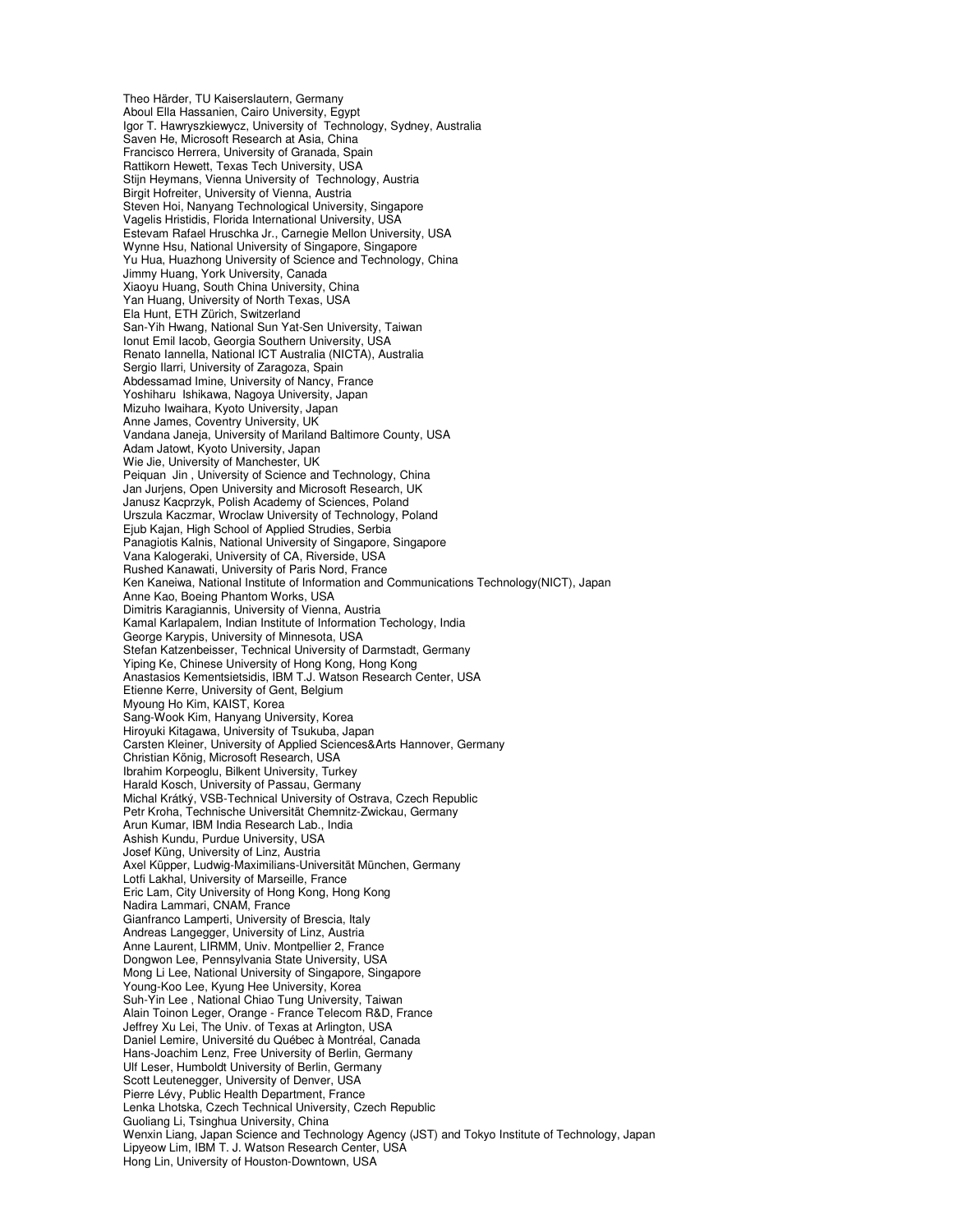Theo Härder, TU Kaiserslautern, Germany
Aboul Ella Hassanien, Cairo University, Egypt
Igor T. Hawryszkiewycz, University of Technology, Sydney, Australia
Saven He, Microsoft Research at Asia, China
Francisco Herrera, University of Granada, Spain
Rattikorn Hewett, Texas Tech University, USA
Stijn Heymans, Vienna University of Technology, Austria
Birgit Hofreiter, University of Vienna, Austria
Steven Hoi, Nanyang Technological University, Singapore
Vagelis Hristidis, Florida International University, USA
Estevam Rafael Hruschka Jr., Carnegie Mellon University, USA
Wynne Hsu, National University of Singapore, Singapore
Yu Hua, Huazhong University of Science and Technology, China
Jimmy Huang, York University, Canada
Xiaoyu Huang, South China University, China
Yan Huang, University of North Texas, USA
Ela Hunt, ETH Zürich, Switzerland
San-Yih Hwang, National Sun Yat-Sen University, Taiwan
Ionut Emil Iacob, Georgia Southern University, USA
Renato Iannella, National ICT Australia (NICTA), Australia
Sergio Ilarri, University of Zaragoza, Spain
Abdessamad Imine, University of Nancy, France
Yoshiharu Ishikawa, Nagoya University, Japan
Mizuho Iwaihara, Kyoto University, Japan
Anne James, Coventry University, UK
Vandana Janeja, University of Mariland Baltimore County, USA
Adam Jatowt, Kyoto University, Japan
Wie Jie, University of Manchester, UK
Peiquan Jin , University of Science and Technology, China
Jan Jurjens, Open University and Microsoft Research, UK
Janusz Kacprzyk, Polish Academy of Sciences, Poland
Urszula Kaczmar, Wroclaw University of Technology, Poland
Ejub Kajan, High School of Applied Strudies, Serbia
Panagiotis Kalnis, National University of Singapore, Singapore
Vana Kalogeraki, University of CA, Riverside, USA
Rushed Kanawati, University of Paris Nord, France
Ken Kaneiwa, National Institute of Information and Communications Technology(NICT), Japan
Anne Kao, Boeing Phantom Works, USA
Dimitris Karagiannis, University of Vienna, Austria
Kamal Karlapalem, Indian Institute of Information Techology, India
George Karypis, University of Minnesota, USA
Stefan Katzenbeisser, Technical University of Darmstadt, Germany
Yiping Ke, Chinese University of Hong Kong, Hong Kong
Anastasios Kementsietsidis, IBM T.J. Watson Research Center, USA
Etienne Kerre, University of Gent, Belgium
Myoung Ho Kim, KAIST, Korea
Sang-Wook Kim, Hanyang University, Korea
Hiroyuki Kitagawa, University of Tsukuba, Japan
Carsten Kleiner, University of Applied Sciences&Arts Hannover, Germany
Christian König, Microsoft Research, USA
Ibrahim Korpeoglu, Bilkent University, Turkey
Harald Kosch, University of Passau, Germany
Michal Krátký, VSB-Technical University of Ostrava, Czech Republic
Petr Kroha, Technische Universität Chemnitz-Zwickau, Germany
Arun Kumar, IBM India Research Lab., India
Ashish Kundu, Purdue University, USA
Josef Küng, University of Linz, Austria
Axel Küpper, Ludwig-Maximilians-Universität München, Germany
Lotfi Lakhal, University of Marseille, France
Eric Lam, City University of Hong Kong, Hong Kong
Nadira Lammari, CNAM, France
Gianfranco Lamperti, University of Brescia, Italy
Andreas Langegger, University of Linz, Austria
Anne Laurent, LIRMM, Univ. Montpellier 2, France
Dongwon Lee, Pennsylvania State University, USA
Mong Li Lee, National University of Singapore, Singapore
Young-Koo Lee, Kyung Hee University, Korea
Suh-Yin Lee , National Chiao Tung University, Taiwan
Alain Toinon Leger, Orange - France Telecom R&D, France
Jeffrey Xu Lei, The Univ. of Texas at Arlington, USA
Daniel Lemire, Université du Québec à Montréal, Canada
Hans-Joachim Lenz, Free University of Berlin, Germany
Ulf Leser, Humboldt University of Berlin, Germany
Scott Leutenegger, University of Denver, USA
Pierre Lévy, Public Health Department, France
Lenka Lhotska, Czech Technical University, Czech Republic
Guoliang Li, Tsinghua University, China
Wenxin Liang, Japan Science and Technology Agency (JST) and Tokyo Institute of Technology, Japan
Lipyeow Lim, IBM T. J. Watson Research Center, USA
Hong Lin, University of Houston-Downtown, USA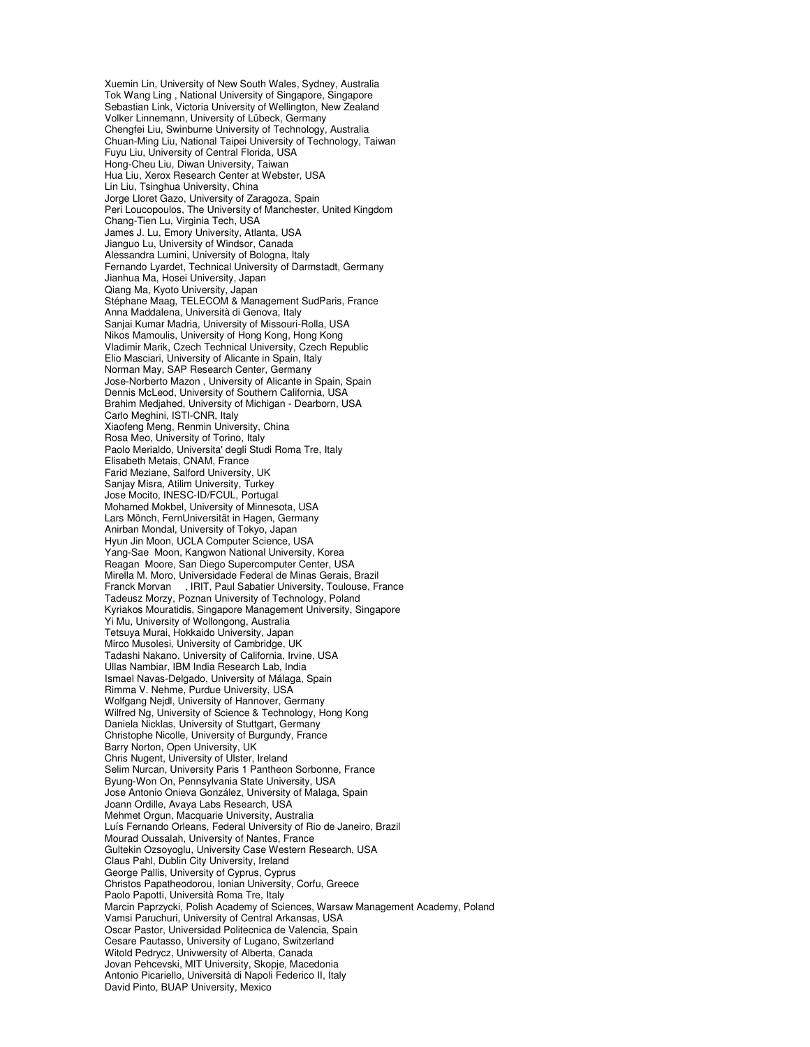Xuemin Lin, University of New South Wales, Sydney, Australia
Tok Wang Ling , National University of Singapore, Singapore
Sebastian Link, Victoria University of Wellington, New Zealand
Volker Linnemann, University of Lübeck, Germany
Chengfei Liu, Swinburne University of Technology, Australia
Chuan-Ming Liu, National Taipei University of Technology, Taiwan
Fuyu Liu, University of Central Florida, USA
Hong-Cheu Liu, Diwan University, Taiwan
Hua Liu, Xerox Research Center at Webster, USA
Lin Liu, Tsinghua University, China
Jorge Lloret Gazo, University of Zaragoza, Spain
Peri Loucopoulos, The University of Manchester, United Kingdom
Chang-Tien Lu, Virginia Tech, USA
James J. Lu, Emory University, Atlanta, USA
Jianguo Lu, University of Windsor, Canada
Alessandra Lumini, University of Bologna, Italy
Fernando Lyardet, Technical University of Darmstadt, Germany
Jianhua Ma, Hosei University, Japan
Qiang Ma, Kyoto University, Japan
Stéphane Maag, TELECOM & Management SudParis, France
Anna Maddalena, Università di Genova, Italy
Sanjai Kumar Madria, University of Missouri-Rolla, USA
Nikos Mamoulis, University of Hong Kong, Hong Kong
Vladimir Marik, Czech Technical University, Czech Republic
Elio Masciari, University of Alicante in Spain, Italy
Norman May, SAP Research Center, Germany
Jose-Norberto Mazon , University of Alicante in Spain, Spain
Dennis McLeod, University of Southern California, USA
Brahim Medjahed, University of Michigan - Dearborn, USA
Carlo Meghini, ISTI-CNR, Italy
Xiaofeng Meng, Renmin University, China
Rosa Meo, University of Torino, Italy
Paolo Merialdo, Universita' degli Studi Roma Tre, Italy
Elisabeth Metais, CNAM, France
Farid Meziane, Salford University, UK
Sanjay Misra, Atilim University, Turkey
Jose Mocito, INESC-ID/FCUL, Portugal
Mohamed Mokbel, University of Minnesota, USA
Lars Mönch, FernUniversität in Hagen, Germany
Anirban Mondal, University of Tokyo, Japan
Hyun Jin Moon, UCLA Computer Science, USA
Yang-Sae Moon, Kangwon National University, Korea
Reagan Moore, San Diego Supercomputer Center, USA
Mirella M. Moro, Universidade Federal de Minas Gerais, Brazil
Franck Morvan , IRIT, Paul Sabatier University, Toulouse, France
Tadeusz Morzy, Poznan University of Technology, Poland
Kyriakos Mouratidis, Singapore Management University, Singapore
Yi Mu, University of Wollongong, Australia
Tetsuya Murai, Hokkaido University, Japan
Mirco Musolesi, University of Cambridge, UK
Tadashi Nakano, University of California, Irvine, USA
Ullas Nambiar, IBM India Research Lab, India
Ismael Navas-Delgado, University of Málaga, Spain
Rimma V. Nehme, Purdue University, USA
Wolfgang Nejdl, University of Hannover, Germany
Wilfred Ng, University of Science & Technology, Hong Kong
Daniela Nicklas, University of Stuttgart, Germany
Christophe Nicolle, University of Burgundy, France
Barry Norton, Open University, UK
Chris Nugent, University of Ulster, Ireland
Selim Nurcan, University Paris 1 Pantheon Sorbonne, France
Byung-Won On, Pennsylvania State University, USA
Jose Antonio Onieva González, University of Malaga, Spain
Joann Ordille, Avaya Labs Research, USA
Mehmet Orgun, Macquarie University, Australia
Luís Fernando Orleans, Federal University of Rio de Janeiro, Brazil
Mourad Oussalah, University of Nantes, France
Gultekin Ozsoyoglu, University Case Western Research, USA
Claus Pahl, Dublin City University, Ireland
George Pallis, University of Cyprus, Cyprus
Christos Papatheodorou, Ionian University, Corfu, Greece
Paolo Papotti, Università Roma Tre, Italy
Marcin Paprzycki, Polish Academy of Sciences, Warsaw Management Academy, Poland
Vamsi Paruchuri, University of Central Arkansas, USA
Oscar Pastor, Universidad Politecnica de Valencia, Spain
Cesare Pautasso, University of Lugano, Switzerland
Witold Pedrycz, Univwersity of Alberta, Canada
Jovan Pehcevski, MIT University, Skopje, Macedonia
Antonio Picariello, Università di Napoli Federico II, Italy
David Pinto, BUAP University, Mexico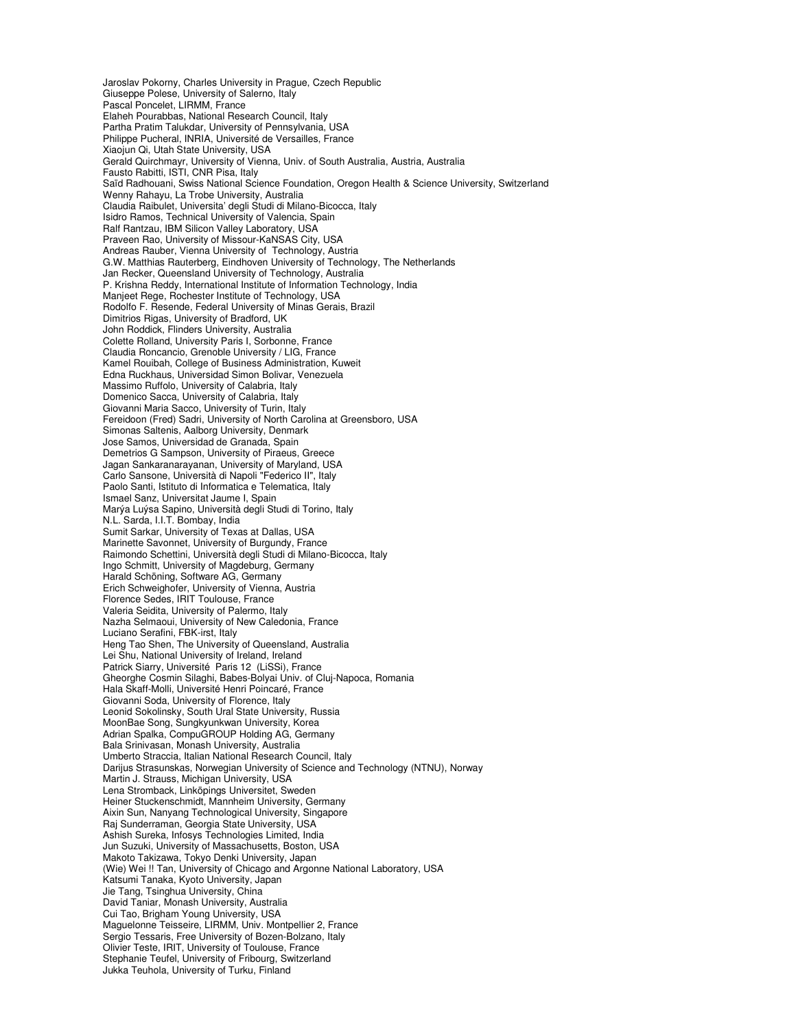Jaroslav Pokorny, Charles University in Prague, Czech Republic
Giuseppe Polese, University of Salerno, Italy
Pascal Poncelet, LIRMM, France
Elaheh Pourabbas, National Research Council, Italy
Partha Pratim Talukdar, University of Pennsylvania, USA
Philippe Pucheral, INRIA, Université de Versailles, France
Xiaojun Qi, Utah State University, USA
Gerald Quirchmayr, University of Vienna, Univ. of South Australia, Austria, Australia
Fausto Rabitti, ISTI, CNR Pisa, Italy
Saïd Radhouani, Swiss National Science Foundation, Oregon Health & Science University, Switzerland
Wenny Rahayu, La Trobe University, Australia
Claudia Raibulet, Universita' degli Studi di Milano-Bicocca, Italy
Isidro Ramos, Technical University of Valencia, Spain
Ralf Rantzau, IBM Silicon Valley Laboratory, USA
Praveen Rao, University of Missour-KaNSAS City, USA
Andreas Rauber, Vienna University of Technology, Austria
G.W. Matthias Rauterberg, Eindhoven University of Technology, The Netherlands
Jan Recker, Queensland University of Technology, Australia
P. Krishna Reddy, International Institute of Information Technology, India
Manjeet Rege, Rochester Institute of Technology, USA
Rodolfo F. Resende, Federal University of Minas Gerais, Brazil
Dimitrios Rigas, University of Bradford, UK
John Roddick, Flinders University, Australia
Colette Rolland, University Paris I, Sorbonne, France
Claudia Roncancio, Grenoble University / LIG, France
Kamel Rouibah, College of Business Administration, Kuweit
Edna Ruckhaus, Universidad Simon Bolivar, Venezuela
Massimo Ruffolo, University of Calabria, Italy
Domenico Sacca, University of Calabria, Italy
Giovanni Maria Sacco, University of Turin, Italy
Fereidoon (Fred) Sadri, University of North Carolina at Greensboro, USA
Simonas Saltenis, Aalborg University, Denmark
Jose Samos, Universidad de Granada, Spain
Demetrios G Sampson, University of Piraeus, Greece
Jagan Sankaranarayanan, University of Maryland, USA
Carlo Sansone, Università di Napoli "Federico II", Italy
Paolo Santi, Istituto di Informatica e Telematica, Italy
Ismael Sanz, Universitat Jaume I, Spain
Marýa Luýsa Sapino, Università degli Studi di Torino, Italy
N.L. Sarda, I.I.T. Bombay, India
Sumit Sarkar, University of Texas at Dallas, USA
Marinette Savonnet, University of Burgundy, France
Raimondo Schettini, Università degli Studi di Milano-Bicocca, Italy
Ingo Schmitt, University of Magdeburg, Germany
Harald Schöning, Software AG, Germany
Erich Schweighofer, University of Vienna, Austria
Florence Sedes, IRIT Toulouse, France
Valeria Seidita, University of Palermo, Italy
Nazha Selmaoui, University of New Caledonia, France
Luciano Serafini, FBK-irst, Italy
Heng Tao Shen, The University of Queensland, Australia
Lei Shu, National University of Ireland, Ireland
Patrick Siarry, Université Paris 12 (LiSSi), France
Gheorghe Cosmin Silaghi, Babes-Bolyai Univ. of Cluj-Napoca, Romania
Hala Skaff-Molli, Université Henri Poincaré, France
Giovanni Soda, University of Florence, Italy
Leonid Sokolinsky, South Ural State University, Russia
MoonBae Song, Sungkyunkwan University, Korea
Adrian Spalka, CompuGROUP Holding AG, Germany
Bala Srinivasan, Monash University, Australia
Umberto Straccia, Italian National Research Council, Italy
Darijus Strasunskas, Norwegian University of Science and Technology (NTNU), Norway
Martin J. Strauss, Michigan University, USA
Lena Stromback, Linköpings Universitet, Sweden
Heiner Stuckenschmidt, Mannheim University, Germany
Aixin Sun, Nanyang Technological University, Singapore
Raj Sunderraman, Georgia State University, USA
Ashish Sureka, Infosys Technologies Limited, India
Jun Suzuki, University of Massachusetts, Boston, USA
Makoto Takizawa, Tokyo Denki University, Japan
(Wie) Wei !! Tan, University of Chicago and Argonne National Laboratory, USA
Katsumi Tanaka, Kyoto University, Japan
Jie Tang, Tsinghua University, China
David Taniar, Monash University, Australia
Cui Tao, Brigham Young University, USA
Maguelonne Teisseire, LIRMM, Univ. Montpellier 2, France
Sergio Tessaris, Free University of Bozen-Bolzano, Italy
Olivier Teste, IRIT, University of Toulouse, France
Stephanie Teufel, University of Fribourg, Switzerland
Jukka Teuhola, University of Turku, Finland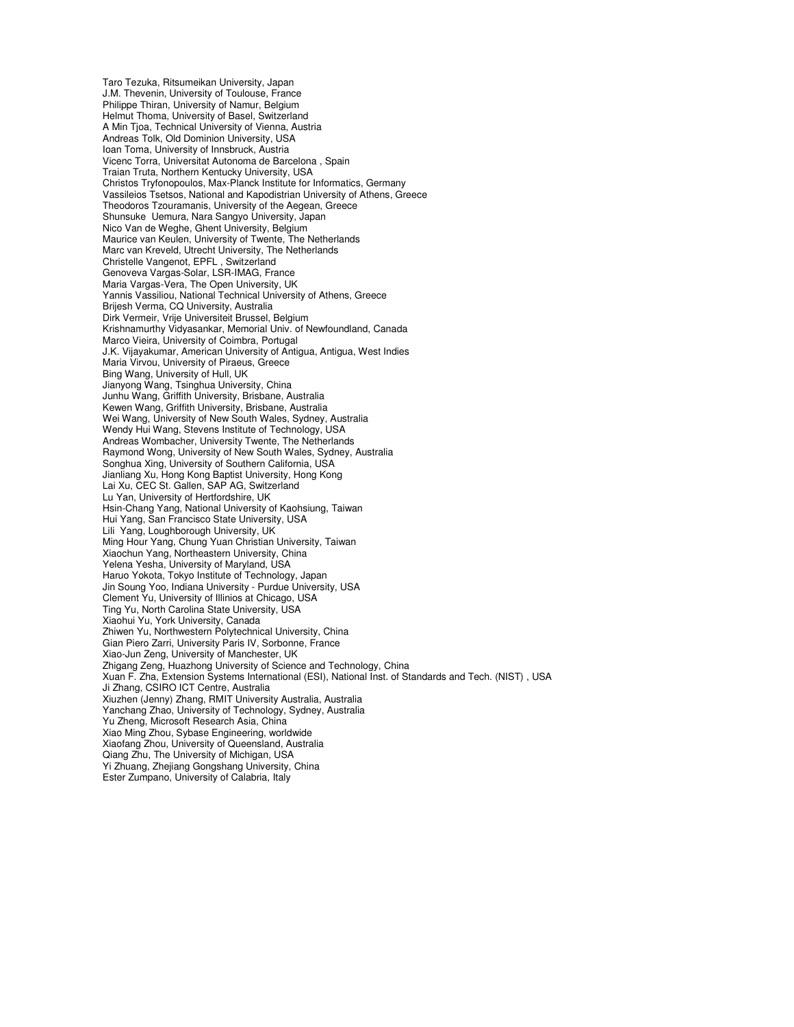Taro Tezuka, Ritsumeikan University, Japan
J.M. Thevenin, University of Toulouse, France
Philippe Thiran, University of Namur, Belgium
Helmut Thoma, University of Basel, Switzerland
A Min Tjoa, Technical University of Vienna, Austria
Andreas Tolk, Old Dominion University, USA
Ioan Toma, University of Innsbruck, Austria
Vicenc Torra, Universitat Autonoma de Barcelona , Spain
Traian Truta, Northern Kentucky University, USA
Christos Tryfonopoulos, Max-Planck Institute for Informatics, Germany
Vassileios Tsetsos, National and Kapodistrian University of Athens, Greece
Theodoros Tzouramanis, University of the Aegean, Greece
Shunsuke Uemura, Nara Sangyo University, Japan
Nico Van de Weghe, Ghent University, Belgium
Maurice van Keulen, University of Twente, The Netherlands
Marc van Kreveld, Utrecht University, The Netherlands
Christelle Vangenot, EPFL , Switzerland
Genoveva Vargas-Solar, LSR-IMAG, France
Maria Vargas-Vera, The Open University, UK
Yannis Vassiliou, National Technical University of Athens, Greece
Brijesh Verma, CQ University, Australia
Dirk Vermeir, Vrije Universiteit Brussel, Belgium
Krishnamurthy Vidyasankar, Memorial Univ. of Newfoundland, Canada
Marco Vieira, University of Coimbra, Portugal
J.K. Vijayakumar, American University of Antigua, Antigua, West Indies
Maria Virvou, University of Piraeus, Greece
Bing Wang, University of Hull, UK
Jianyong Wang, Tsinghua University, China
Junhu Wang, Griffith University, Brisbane, Australia
Kewen Wang, Griffith University, Brisbane, Australia
Wei Wang, University of New South Wales, Sydney, Australia
Wendy Hui Wang, Stevens Institute of Technology, USA
Andreas Wombacher, University Twente, The Netherlands
Raymond Wong, University of New South Wales, Sydney, Australia
Songhua Xing, University of Southern California, USA
Jianliang Xu, Hong Kong Baptist University, Hong Kong
Lai Xu, CEC St. Gallen, SAP AG, Switzerland
Lu Yan, University of Hertfordshire, UK
Hsin-Chang Yang, National University of Kaohsiung, Taiwan
Hui Yang, San Francisco State University, USA
Lili Yang, Loughborough University, UK
Ming Hour Yang, Chung Yuan Christian University, Taiwan
Xiaochun Yang, Northeastern University, China
Yelena Yesha, University of Maryland, USA
Haruo Yokota, Tokyo Institute of Technology, Japan
Jin Soung Yoo, Indiana University - Purdue University, USA
Clement Yu, University of Illinios at Chicago, USA
Ting Yu, North Carolina State University, USA
Xiaohui Yu, York University, Canada
Zhiwen Yu, Northwestern Polytechnical University, China
Gian Piero Zarri, University Paris IV, Sorbonne, France
Xiao-Jun Zeng, University of Manchester, UK
Zhigang Zeng, Huazhong University of Science and Technology, China
Xuan F. Zha, Extension Systems International (ESI), National Inst. of Standards and Tech. (NIST) , USA
Ji Zhang, CSIRO ICT Centre, Australia
Xiuzhen (Jenny) Zhang, RMIT University Australia, Australia
Yanchang Zhao, University of Technology, Sydney, Australia
Yu Zheng, Microsoft Research Asia, China
Xiao Ming Zhou, Sybase Engineering, worldwide
Xiaofang Zhou, University of Queensland, Australia
Qiang Zhu, The University of Michigan, USA
Yi Zhuang, Zhejiang Gongshang University, China
Ester Zumpano, University of Calabria, Italy